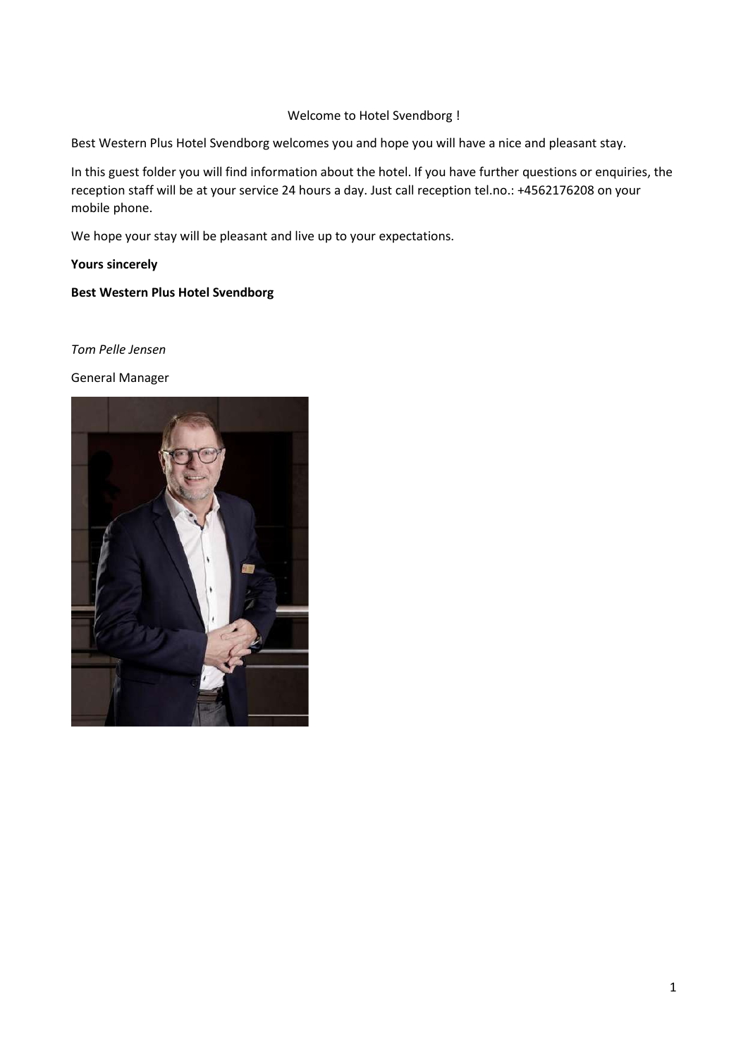Welcome to Hotel Svendborg !

Best Western Plus Hotel Svendborg welcomes you and hope you will have a nice and pleasant stay.

In this guest folder you will find information about the hotel. If you have further questions or enquiries, the reception staff will be at your service 24 hours a day. Just call reception tel.no.: +4562176208 on your mobile phone.

We hope your stay will be pleasant and live up to your expectations.

**Yours sincerely**

**Best Western Plus Hotel Svendborg**

*Tom Pelle Jensen*

General Manager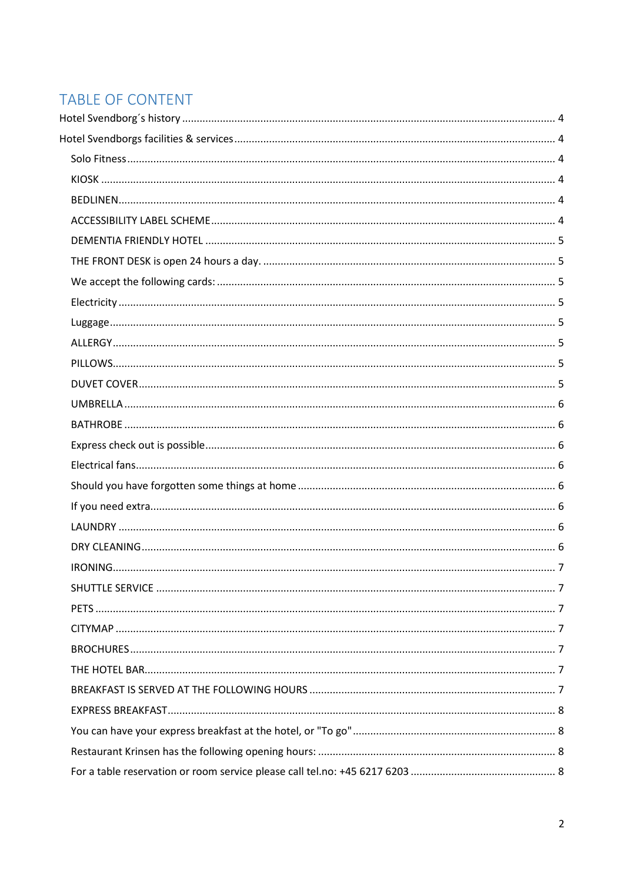# TABLE OF CONTENT

Hotel Svendborg´s history ........................................................................................................................ 4

Hotel Svendborgs facilities & services ..................................................................................................... 4

- Solo Fitness .......................................................................................................................................... 4
- KIOSK ................................................................................................................................................... 4
- BEDLINEN ............................................................................................................................................. 4
- ACCESSIBILITY LABEL SCHEME ............................................................................................................. 4
- DEMENTIA FRIENDLY HOTEL ............................................................................................................... 5
- THE FRONT DESK is open 24 hours a day. ............................................................................................ 5
- We accept the following cards: ........................................................................................................... 5
- Electricity ............................................................................................................................................. 5
- Luggage ............................................................................................................................................... 5
- ALLERGY .............................................................................................................................................. 5
- PILLOWS .............................................................................................................................................. 5
- DUVET COVER ..................................................................................................................................... 5
- UMBRELLA .......................................................................................................................................... 6
- BATHROBE .......................................................................................................................................... 6
- Express check out is possible ............................................................................................................... 6
- Electrical fans ....................................................................................................................................... 6
- Should you have forgotten some things at home ............................................................................... 6
- If you need extra .................................................................................................................................. 6
- LAUNDRY ............................................................................................................................................ 6
- DRY CLEANING .................................................................................................................................... 6
- IRONING .............................................................................................................................................. 7
- SHUTTLE SERVICE ............................................................................................................................... 7
- PETS .................................................................................................................................................... 7
- CITYMAP ............................................................................................................................................. 7
- BROCHURES ........................................................................................................................................ 7
- THE HOTEL BAR ................................................................................................................................... 7
- BREAKFAST IS SERVED AT THE FOLLOWING HOURS ............................................................................ 7
- EXPRESS BREAKFAST ........................................................................................................................... 8
- You can have your express breakfast at the hotel, or "To go" ............................................................ 8
- Restaurant Krinsen has the following opening hours: ......................................................................... 8
- For a table reservation or room service please call tel.no: +45 6217 6203 .......................................... 8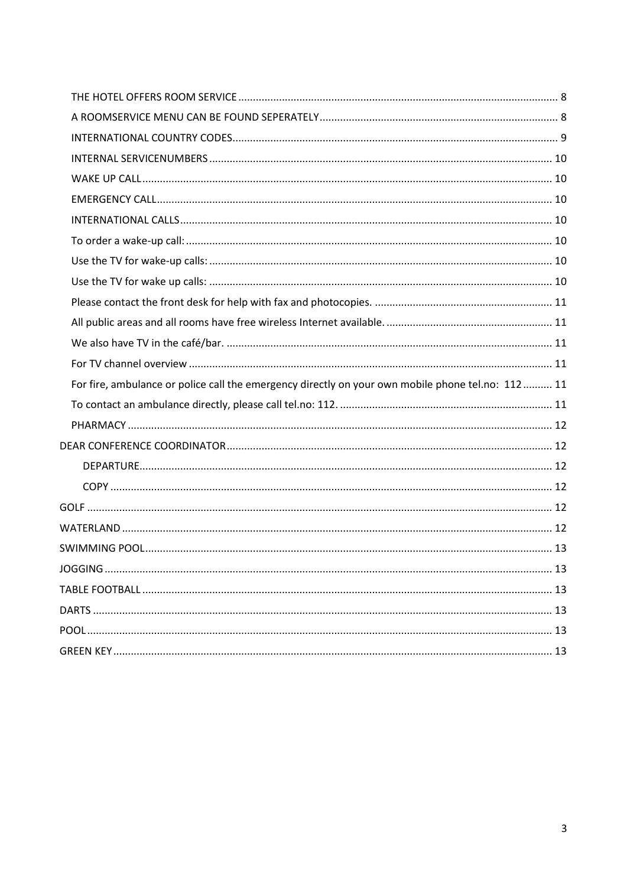THE HOTEL OFFERS ROOM SERVICE ........ 8
A ROOMSERVICE MENU CAN BE FOUND SEPERATELY ........ 8
INTERNATIONAL COUNTRY CODES ........ 9
INTERNAL SERVICENUMBERS ........ 10
WAKE UP CALL ........ 10
EMERGENCY CALL ........ 10
INTERNATIONAL CALLS ........ 10
To order a wake-up call: ........ 10
Use the TV for wake-up calls: ........ 10
Use the TV for wake up calls: ........ 10
Please contact the front desk for help with fax and photocopies. ........ 11
All public areas and all rooms have free wireless Internet available. ........ 11
We also have TV in the café/bar. ........ 11
For TV channel overview ........ 11
For fire, ambulance or police call the emergency directly on your own mobile phone tel.no: 112 ........ 11
To contact an ambulance directly, please call tel.no: 112. ........ 11
PHARMACY ........ 12
DEAR CONFERENCE COORDINATOR ........ 12
DEPARTURE ........ 12
COPY ........ 12
GOLF ........ 12
WATERLAND ........ 12
SWIMMING POOL ........ 13
JOGGING ........ 13
TABLE FOOTBALL ........ 13
DARTS ........ 13
POOL ........ 13
GREEN KEY ........ 13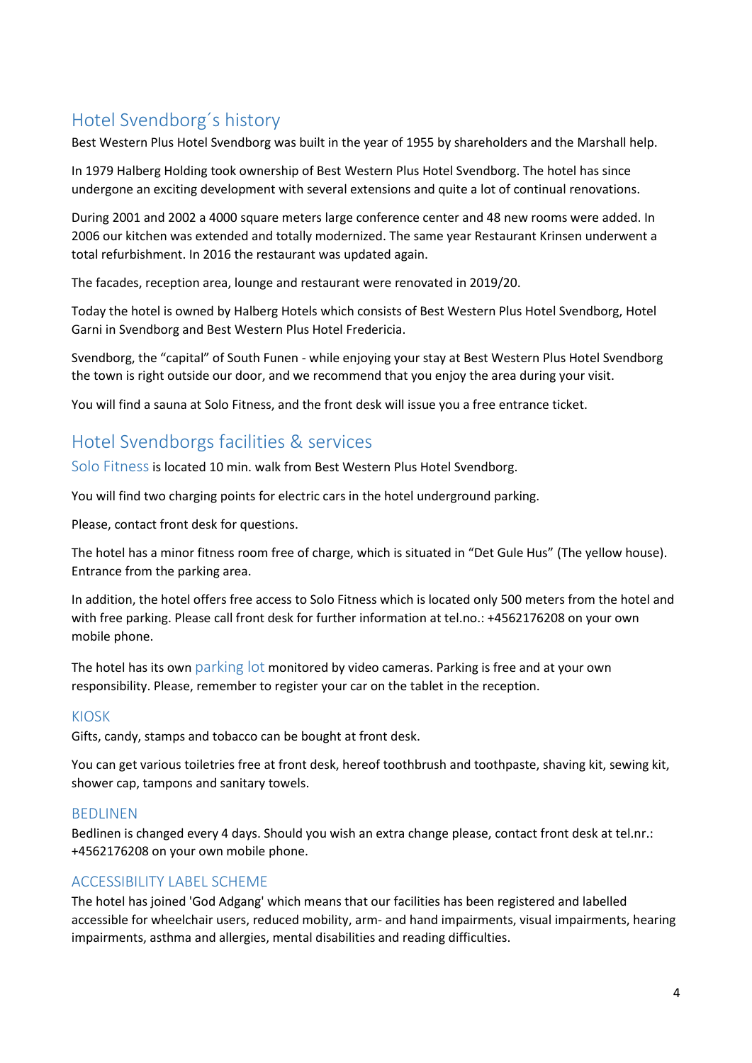## Hotel Svendborg´s history

Best Western Plus Hotel Svendborg was built in the year of 1955 by shareholders and the Marshall help.

In 1979 Halberg Holding took ownership of Best Western Plus Hotel Svendborg. The hotel has since undergone an exciting development with several extensions and quite a lot of continual renovations.

During 2001 and 2002 a 4000 square meters large conference center and 48 new rooms were added. In 2006 our kitchen was extended and totally modernized. The same year Restaurant Krinsen underwent a total refurbishment. In 2016 the restaurant was updated again.

The facades, reception area, lounge and restaurant were renovated in 2019/20.

Today the hotel is owned by Halberg Hotels which consists of Best Western Plus Hotel Svendborg, Hotel Garni in Svendborg and Best Western Plus Hotel Fredericia.

Svendborg, the "capital" of South Funen - while enjoying your stay at Best Western Plus Hotel Svendborg the town is right outside our door, and we recommend that you enjoy the area during your visit.

You will find a sauna at Solo Fitness, and the front desk will issue you a free entrance ticket.

## Hotel Svendborgs facilities & services

Solo Fitness is located 10 min. walk from Best Western Plus Hotel Svendborg.

You will find two charging points for electric cars in the hotel underground parking.

Please, contact front desk for questions.

The hotel has a minor fitness room free of charge, which is situated in "Det Gule Hus" (The yellow house). Entrance from the parking area.

In addition, the hotel offers free access to Solo Fitness which is located only 500 meters from the hotel and with free parking. Please call front desk for further information at tel.no.: +4562176208 on your own mobile phone.

The hotel has its own parking lot monitored by video cameras. Parking is free and at your own responsibility. Please, remember to register your car on the tablet in the reception.

### KIOSK

Gifts, candy, stamps and tobacco can be bought at front desk.

You can get various toiletries free at front desk, hereof toothbrush and toothpaste, shaving kit, sewing kit, shower cap, tampons and sanitary towels.

### BEDLINEN

Bedlinen is changed every 4 days. Should you wish an extra change please, contact front desk at tel.nr.: +4562176208 on your own mobile phone.

### ACCESSIBILITY LABEL SCHEME

The hotel has joined 'God Adgang' which means that our facilities has been registered and labelled accessible for wheelchair users, reduced mobility, arm- and hand impairments, visual impairments, hearing impairments, asthma and allergies, mental disabilities and reading difficulties.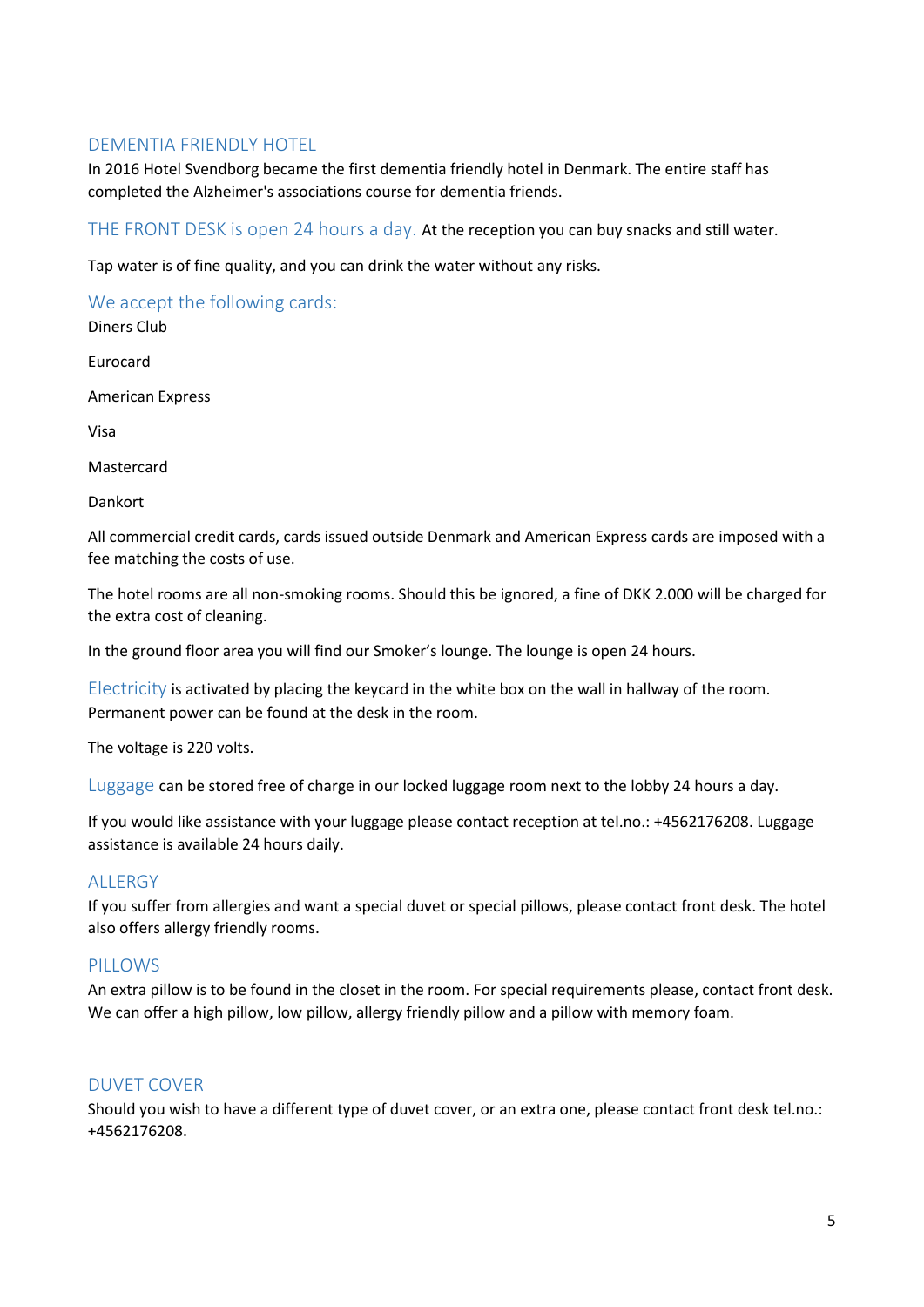## DEMENTIA FRIENDLY HOTEL

In 2016 Hotel Svendborg became the first dementia friendly hotel in Denmark. The entire staff has completed the Alzheimer's associations course for dementia friends.

**THE FRONT DESK is open 24 hours a day.** At the reception you can buy snacks and still water.

Tap water is of fine quality, and you can drink the water without any risks.

## We accept the following cards:

Diners Club

Eurocard

American Express

Visa

Mastercard

Dankort

All commercial credit cards, cards issued outside Denmark and American Express cards are imposed with a fee matching the costs of use.

The hotel rooms are all non-smoking rooms. Should this be ignored, a fine of DKK 2.000 will be charged for the extra cost of cleaning.

In the ground floor area you will find our Smoker's lounge. The lounge is open 24 hours.

**Electricity** is activated by placing the keycard in the white box on the wall in hallway of the room. Permanent power can be found at the desk in the room.

The voltage is 220 volts.

**Luggage** can be stored free of charge in our locked luggage room next to the lobby 24 hours a day.

If you would like assistance with your luggage please contact reception at tel.no.: +4562176208. Luggage assistance is available 24 hours daily.

## ALLERGY

If you suffer from allergies and want a special duvet or special pillows, please contact front desk. The hotel also offers allergy friendly rooms.

## PILLOWS

An extra pillow is to be found in the closet in the room. For special requirements please, contact front desk. We can offer a high pillow, low pillow, allergy friendly pillow and a pillow with memory foam.

## DUVET COVER

Should you wish to have a different type of duvet cover, or an extra one, please contact front desk tel.no.: +4562176208.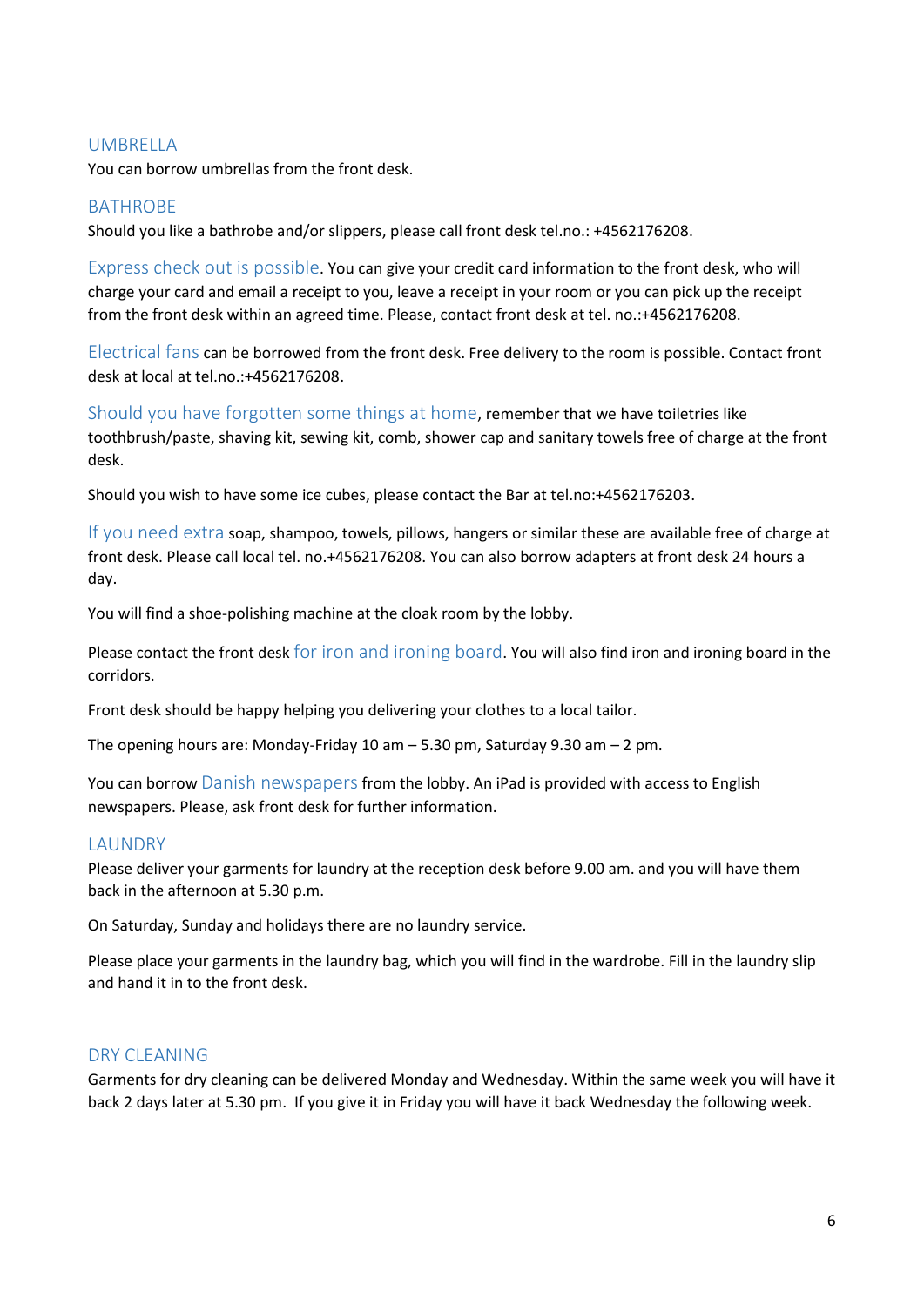## UMBRELLA

You can borrow umbrellas from the front desk.

## BATHROBE

Should you like a bathrobe and/or slippers, please call front desk tel.no.: +4562176208.

**Express check out is possible**. You can give your credit card information to the front desk, who will charge your card and email a receipt to you, leave a receipt in your room or you can pick up the receipt from the front desk within an agreed time. Please, contact front desk at tel. no.:+4562176208.

**Electrical fans** can be borrowed from the front desk. Free delivery to the room is possible. Contact front desk at local at tel.no.:+4562176208.

**Should you have forgotten some things at home**, remember that we have toiletries like toothbrush/paste, shaving kit, sewing kit, comb, shower cap and sanitary towels free of charge at the front desk.

Should you wish to have some ice cubes, please contact the Bar at tel.no:+4562176203.

**If you need extra** soap, shampoo, towels, pillows, hangers or similar these are available free of charge at front desk. Please call local tel. no.+4562176208. You can also borrow adapters at front desk 24 hours a day.

You will find a shoe-polishing machine at the cloak room by the lobby.

Please contact the front desk **for iron and ironing board**. You will also find iron and ironing board in the corridors.

Front desk should be happy helping you delivering your clothes to a local tailor.

The opening hours are: Monday-Friday 10 am – 5.30 pm, Saturday 9.30 am – 2 pm.

You can borrow **Danish newspapers** from the lobby. An iPad is provided with access to English newspapers. Please, ask front desk for further information.

## LAUNDRY

Please deliver your garments for laundry at the reception desk before 9.00 am. and you will have them back in the afternoon at 5.30 p.m.

On Saturday, Sunday and holidays there are no laundry service.

Please place your garments in the laundry bag, which you will find in the wardrobe. Fill in the laundry slip and hand it in to the front desk.

## DRY CLEANING

Garments for dry cleaning can be delivered Monday and Wednesday. Within the same week you will have it back 2 days later at 5.30 pm. If you give it in Friday you will have it back Wednesday the following week.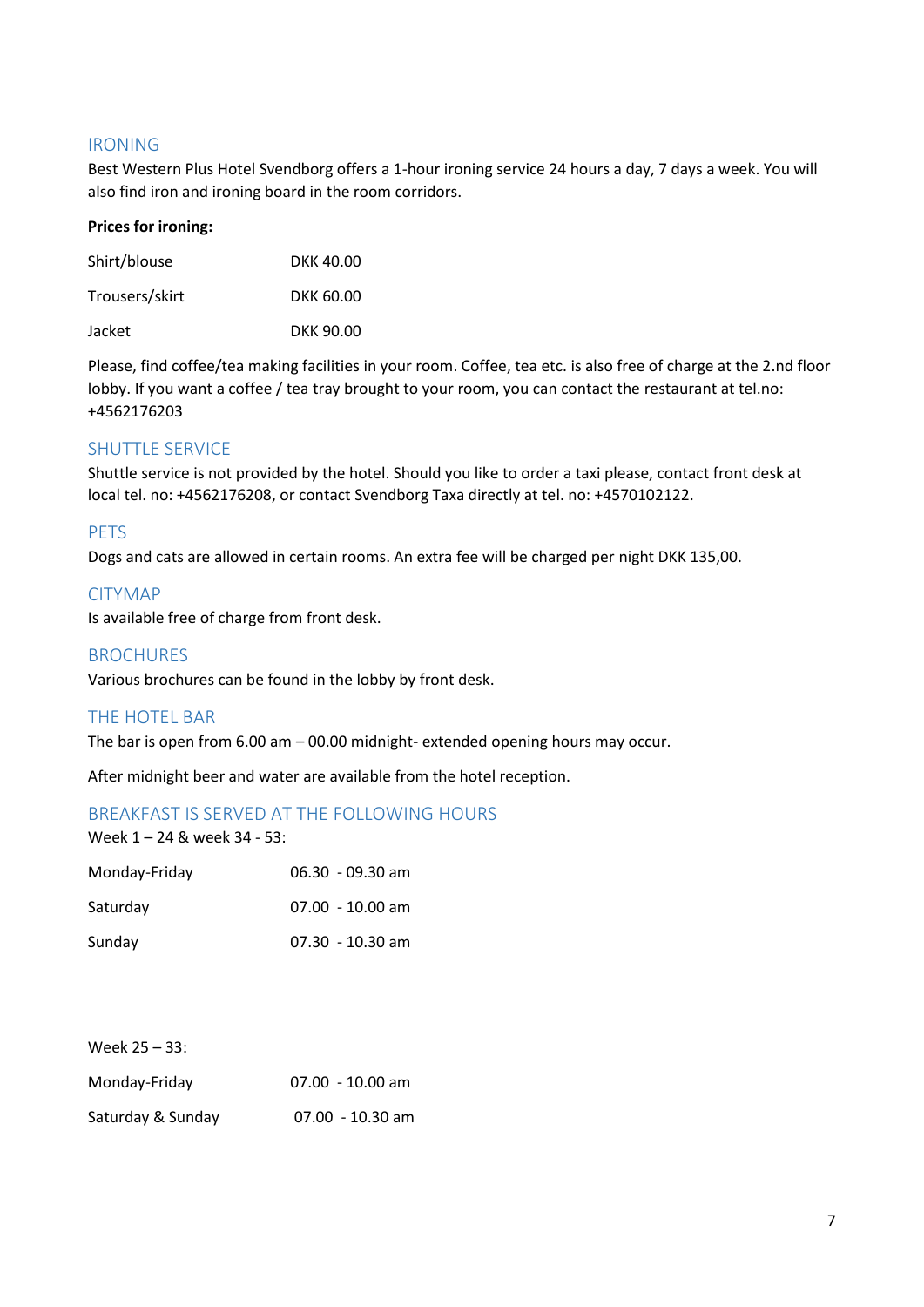## IRONING

Best Western Plus Hotel Svendborg offers a 1-hour ironing service 24 hours a day, 7 days a week. You will also find iron and ironing board in the room corridors.

**Prices for ironing:**

| | |
|---|---|
| Shirt/blouse | DKK 40.00 |
| Trousers/skirt | DKK 60.00 |
| Jacket | DKK 90.00 |

Please, find coffee/tea making facilities in your room. Coffee, tea etc. is also free of charge at the 2.nd floor lobby. If you want a coffee / tea tray brought to your room, you can contact the restaurant at tel.no: +4562176203

## SHUTTLE SERVICE

Shuttle service is not provided by the hotel. Should you like to order a taxi please, contact front desk at local tel. no: +4562176208, or contact Svendborg Taxa directly at tel. no: +4570102122.

## PETS

Dogs and cats are allowed in certain rooms. An extra fee will be charged per night DKK 135,00.

## CITYMAP

Is available free of charge from front desk.

## BROCHURES

Various brochures can be found in the lobby by front desk.

## THE HOTEL BAR

The bar is open from 6.00 am – 00.00 midnight- extended opening hours may occur.

After midnight beer and water are available from the hotel reception.

## BREAKFAST IS SERVED AT THE FOLLOWING HOURS

Week 1 – 24 & week 34 - 53:

| | |
|---|---|
| Monday-Friday | 06.30 - 09.30 am |
| Saturday | 07.00 - 10.00 am |
| Sunday | 07.30 - 10.30 am |

Week 25 – 33:

| | |
|---|---|
| Monday-Friday | 07.00 - 10.00 am |
| Saturday & Sunday | 07.00 - 10.30 am |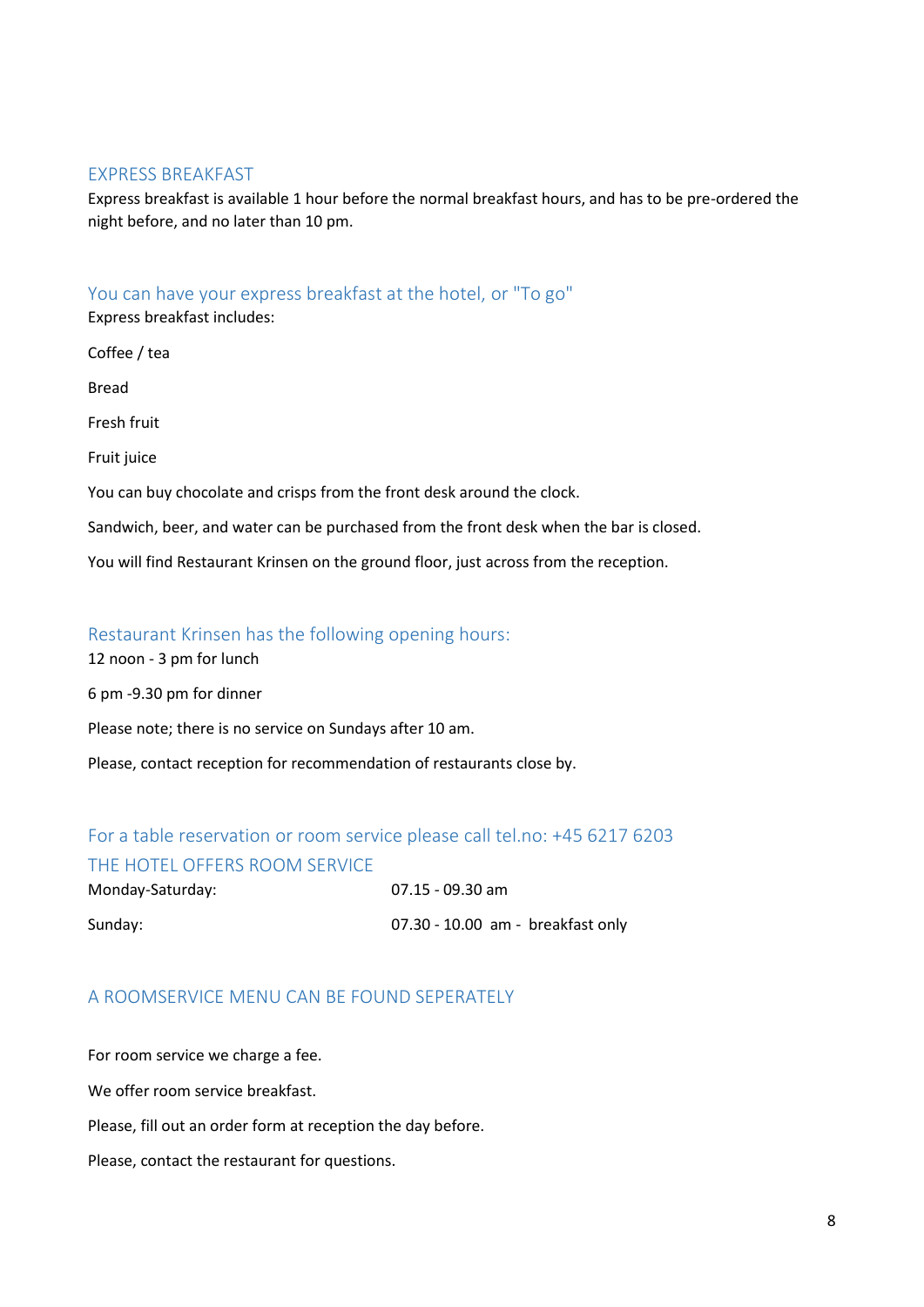## EXPRESS BREAKFAST

Express breakfast is available 1 hour before the normal breakfast hours, and has to be pre-ordered the night before, and no later than 10 pm.

## You can have your express breakfast at the hotel, or "To go"

Express breakfast includes:

Coffee / tea

Bread

Fresh fruit

Fruit juice

You can buy chocolate and crisps from the front desk around the clock.

Sandwich, beer, and water can be purchased from the front desk when the bar is closed.

You will find Restaurant Krinsen on the ground floor, just across from the reception.

## Restaurant Krinsen has the following opening hours:

12 noon - 3 pm for lunch

6 pm -9.30 pm for dinner

Please note; there is no service on Sundays after 10 am.

Please, contact reception for recommendation of restaurants close by.

## For a table reservation or room service please call tel.no: +45 6217 6203

## THE HOTEL OFFERS ROOM SERVICE

| | |
|---|---|
| Monday-Saturday: | 07.15 - 09.30 am |
| Sunday: | 07.30 - 10.00 am - breakfast only |

## A ROOMSERVICE MENU CAN BE FOUND SEPERATELY

For room service we charge a fee.

We offer room service breakfast.

Please, fill out an order form at reception the day before.

Please, contact the restaurant for questions.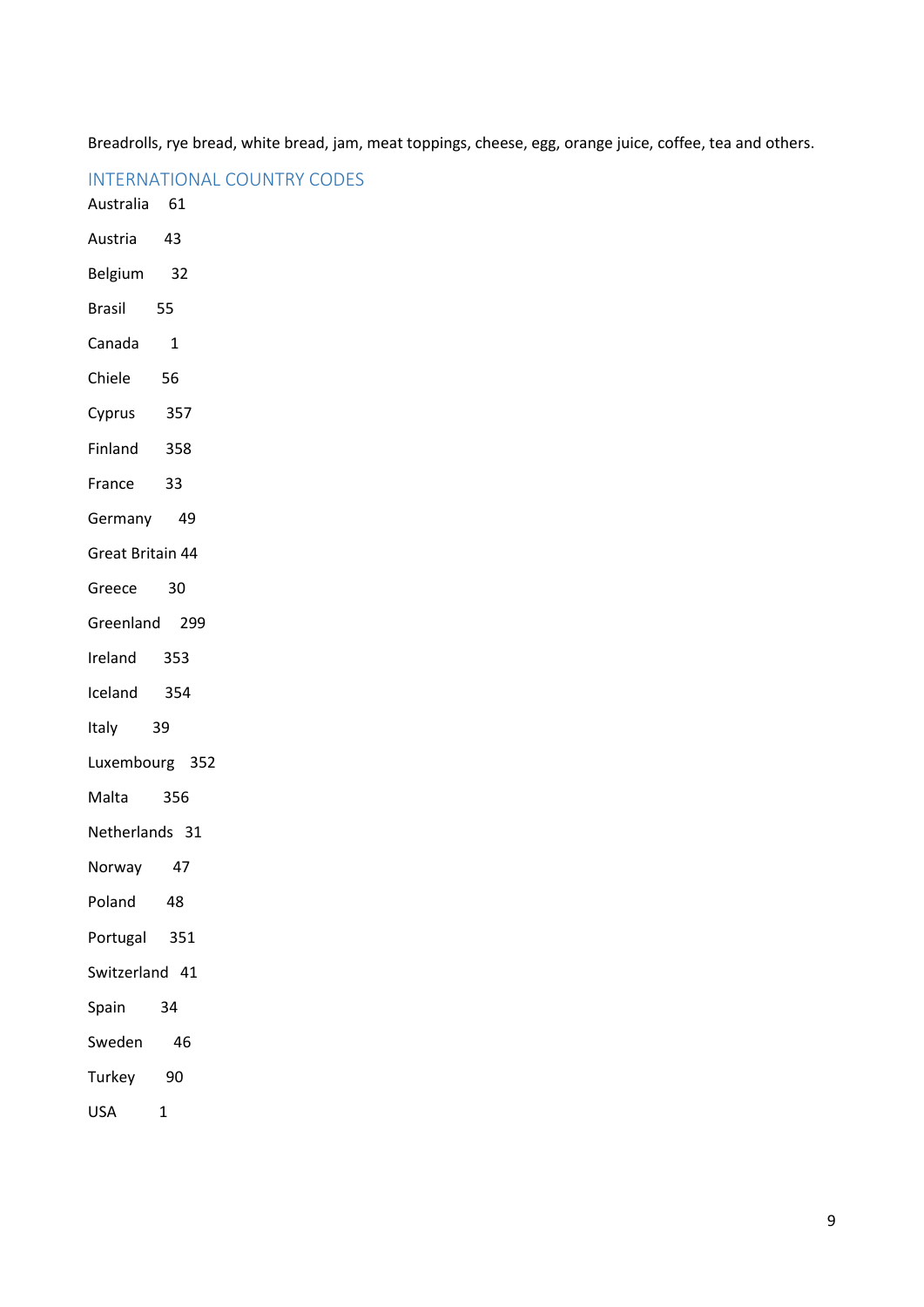Breadrolls, rye bread, white bread, jam, meat toppings, cheese, egg, orange juice, coffee, tea and others.

## INTERNATIONAL COUNTRY CODES

Australia 61

Austria 43

Belgium 32

Brasil 55

Canada 1

Chiele 56

Cyprus 357

Finland 358

France 33

Germany 49

Great Britain 44

Greece 30

Greenland 299

Ireland 353

Iceland 354

Italy 39

Luxembourg 352

Malta 356

Netherlands 31

Norway 47

Poland 48

Portugal 351

Switzerland 41

Spain 34

Sweden 46

Turkey 90

USA 1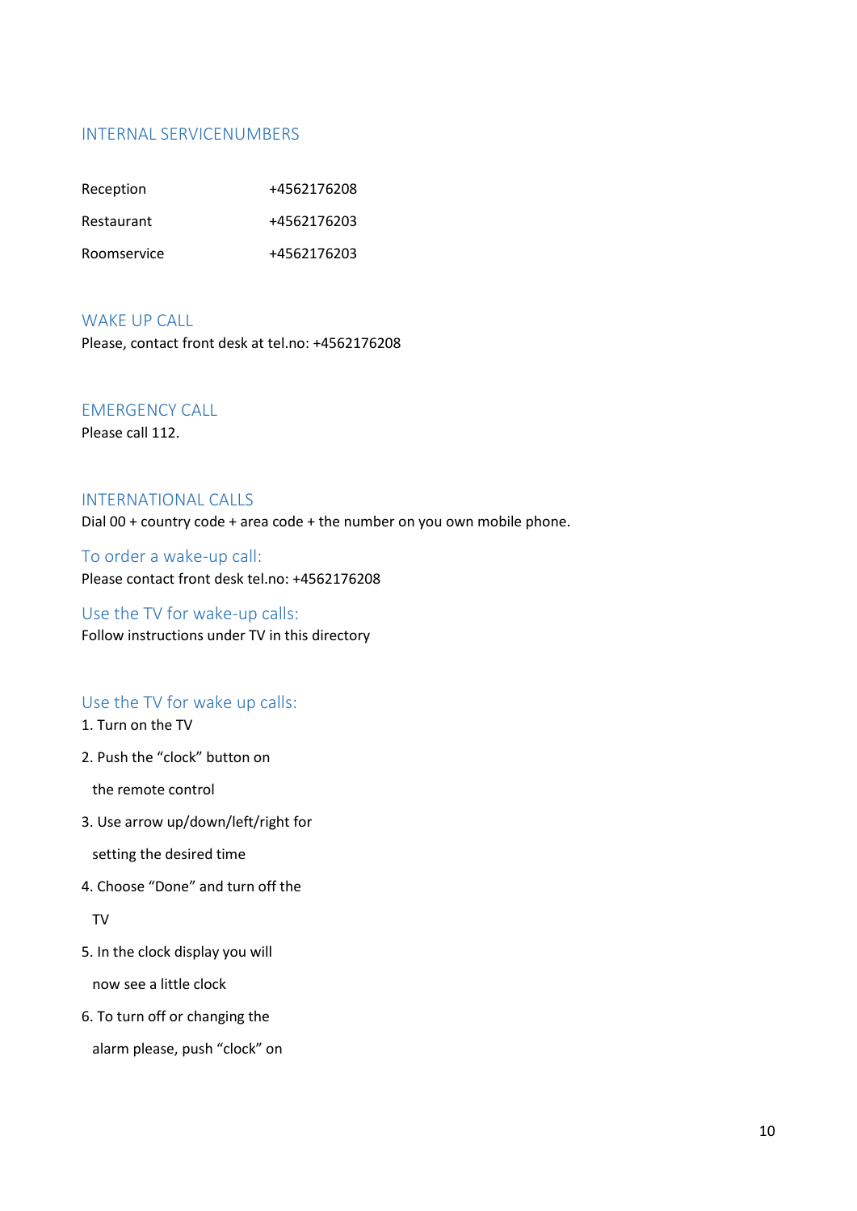## INTERNAL SERVICENUMBERS

| | |
|---|---|
| Reception | +4562176208 |
| Restaurant | +4562176203 |
| Roomservice | +4562176203 |

## WAKE UP CALL

Please, contact front desk at tel.no: +4562176208

## EMERGENCY CALL

Please call 112.

## INTERNATIONAL CALLS

Dial 00 + country code + area code + the number on you own mobile phone.

### To order a wake-up call:

Please contact front desk tel.no: +4562176208

### Use the TV for wake-up calls:

Follow instructions under TV in this directory

### Use the TV for wake up calls:

1. Turn on the TV
2. Push the "clock" button on the remote control
3. Use arrow up/down/left/right for setting the desired time
4. Choose "Done" and turn off the TV
5. In the clock display you will now see a little clock
6. To turn off or changing the alarm please, push "clock" on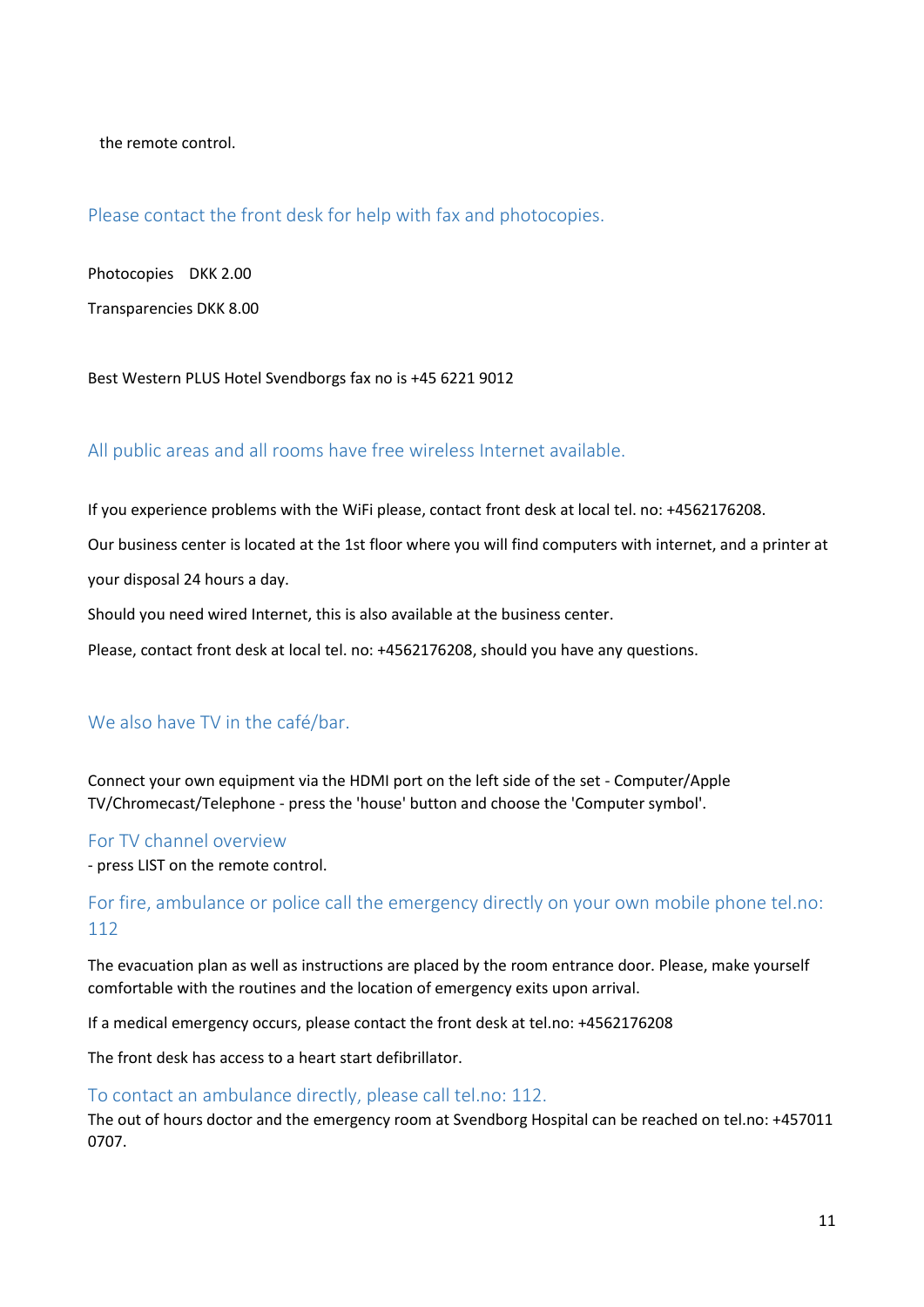the remote control.

## Please contact the front desk for help with fax and photocopies.

Photocopies DKK 2.00

Transparencies DKK 8.00

Best Western PLUS Hotel Svendborgs fax no is +45 6221 9012

## All public areas and all rooms have free wireless Internet available.

If you experience problems with the WiFi please, contact front desk at local tel. no: +4562176208.

Our business center is located at the 1st floor where you will find computers with internet, and a printer at your disposal 24 hours a day.

Should you need wired Internet, this is also available at the business center.

Please, contact front desk at local tel. no: +4562176208, should you have any questions.

## We also have TV in the café/bar.

Connect your own equipment via the HDMI port on the left side of the set - Computer/Apple TV/Chromecast/Telephone - press the 'house' button and choose the 'Computer symbol'.

## For TV channel overview

- press LIST on the remote control.

## For fire, ambulance or police call the emergency directly on your own mobile phone tel.no: 112

The evacuation plan as well as instructions are placed by the room entrance door. Please, make yourself comfortable with the routines and the location of emergency exits upon arrival.

If a medical emergency occurs, please contact the front desk at tel.no: +4562176208

The front desk has access to a heart start defibrillator.

## To contact an ambulance directly, please call tel.no: 112.

The out of hours doctor and the emergency room at Svendborg Hospital can be reached on tel.no: +457011 0707.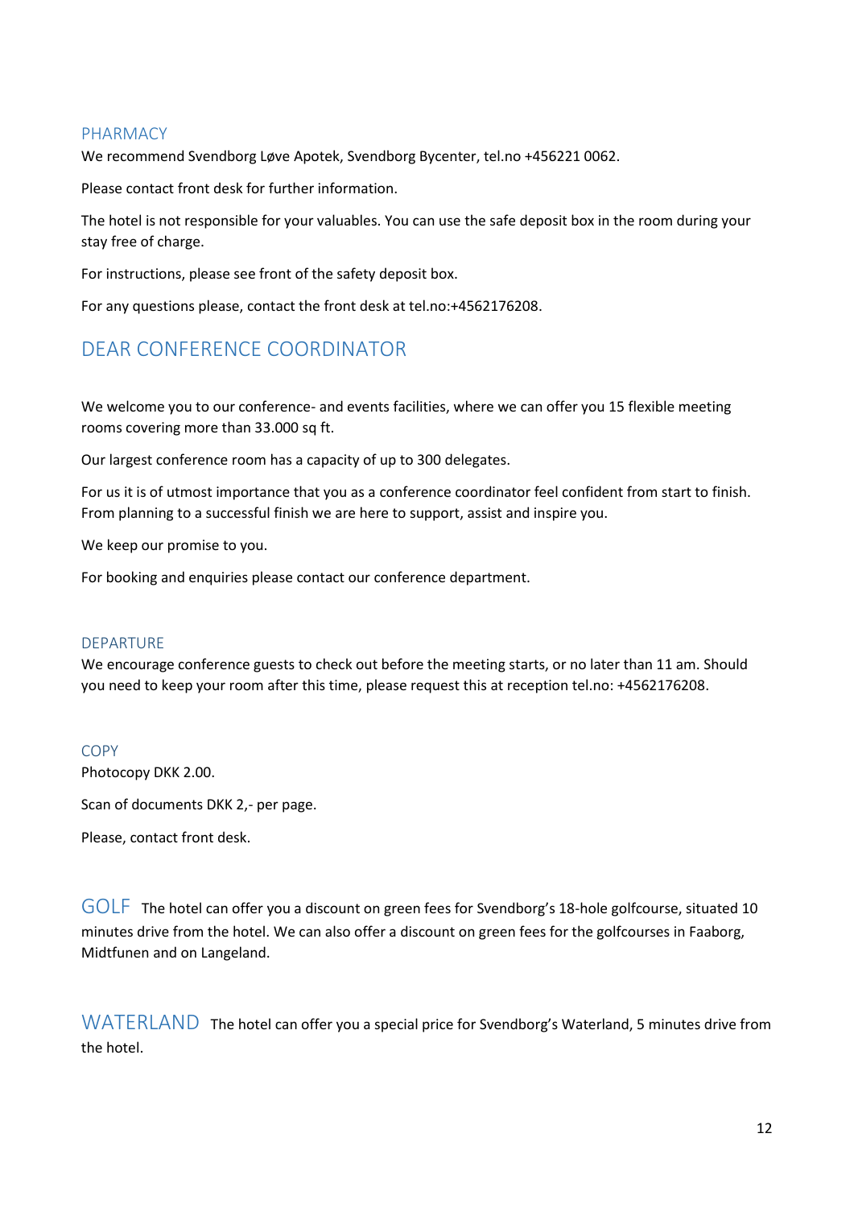### PHARMACY

We recommend Svendborg Løve Apotek, Svendborg Bycenter, tel.no +456221 0062.

Please contact front desk for further information.

The hotel is not responsible for your valuables. You can use the safe deposit box in the room during your stay free of charge.

For instructions, please see front of the safety deposit box.

For any questions please, contact the front desk at tel.no:+4562176208.

## DEAR CONFERENCE COORDINATOR

We welcome you to our conference- and events facilities, where we can offer you 15 flexible meeting rooms covering more than 33.000 sq ft.

Our largest conference room has a capacity of up to 300 delegates.

For us it is of utmost importance that you as a conference coordinator feel confident from start to finish. From planning to a successful finish we are here to support, assist and inspire you.

We keep our promise to you.

For booking and enquiries please contact our conference department.

### DEPARTURE

We encourage conference guests to check out before the meeting starts, or no later than 11 am. Should you need to keep your room after this time, please request this at reception tel.no: +4562176208.

### COPY

Photocopy DKK 2.00.

Scan of documents DKK 2,- per page.

Please, contact front desk.

## GOLF

The hotel can offer you a discount on green fees for Svendborg's 18-hole golfcourse, situated 10 minutes drive from the hotel. We can also offer a discount on green fees for the golfcourses in Faaborg, Midtfunen and on Langeland.

## WATERLAND

The hotel can offer you a special price for Svendborg's Waterland, 5 minutes drive from the hotel.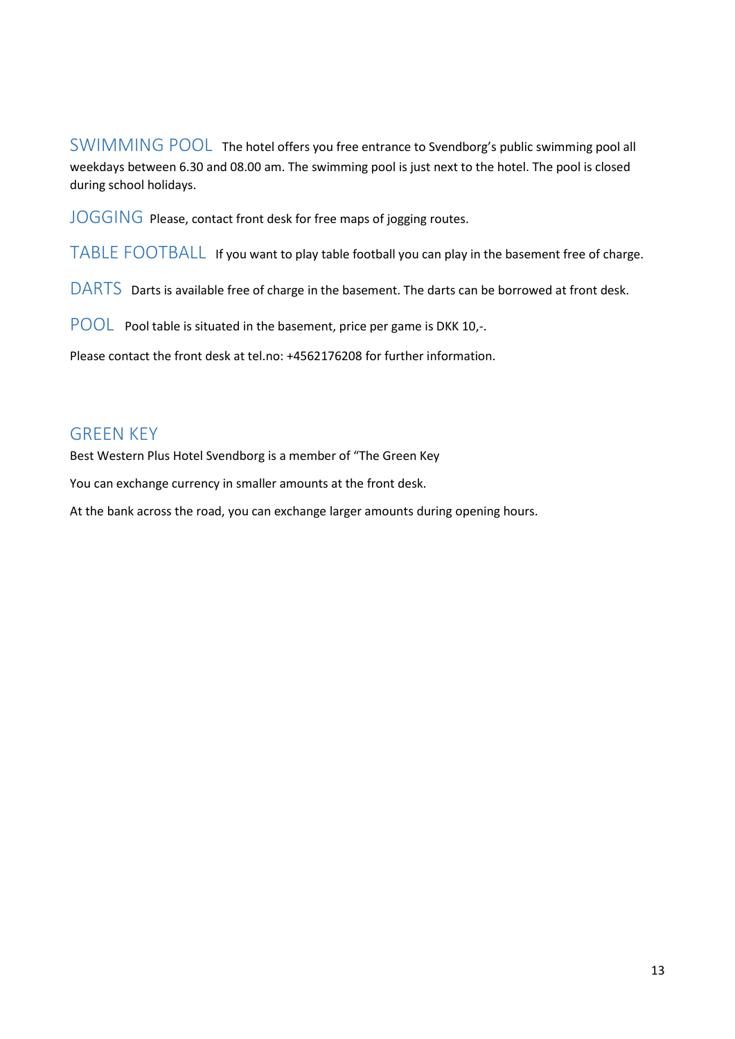**SWIMMING POOL** The hotel offers you free entrance to Svendborg's public swimming pool all weekdays between 6.30 and 08.00 am. The swimming pool is just next to the hotel. The pool is closed during school holidays.

**JOGGING** Please, contact front desk for free maps of jogging routes.

**TABLE FOOTBALL** If you want to play table football you can play in the basement free of charge.

**DARTS** Darts is available free of charge in the basement. The darts can be borrowed at front desk.

**POOL** Pool table is situated in the basement, price per game is DKK 10,-.

Please contact the front desk at tel.no: +4562176208 for further information.

## GREEN KEY

Best Western Plus Hotel Svendborg is a member of "The Green Key

You can exchange currency in smaller amounts at the front desk.

At the bank across the road, you can exchange larger amounts during opening hours.